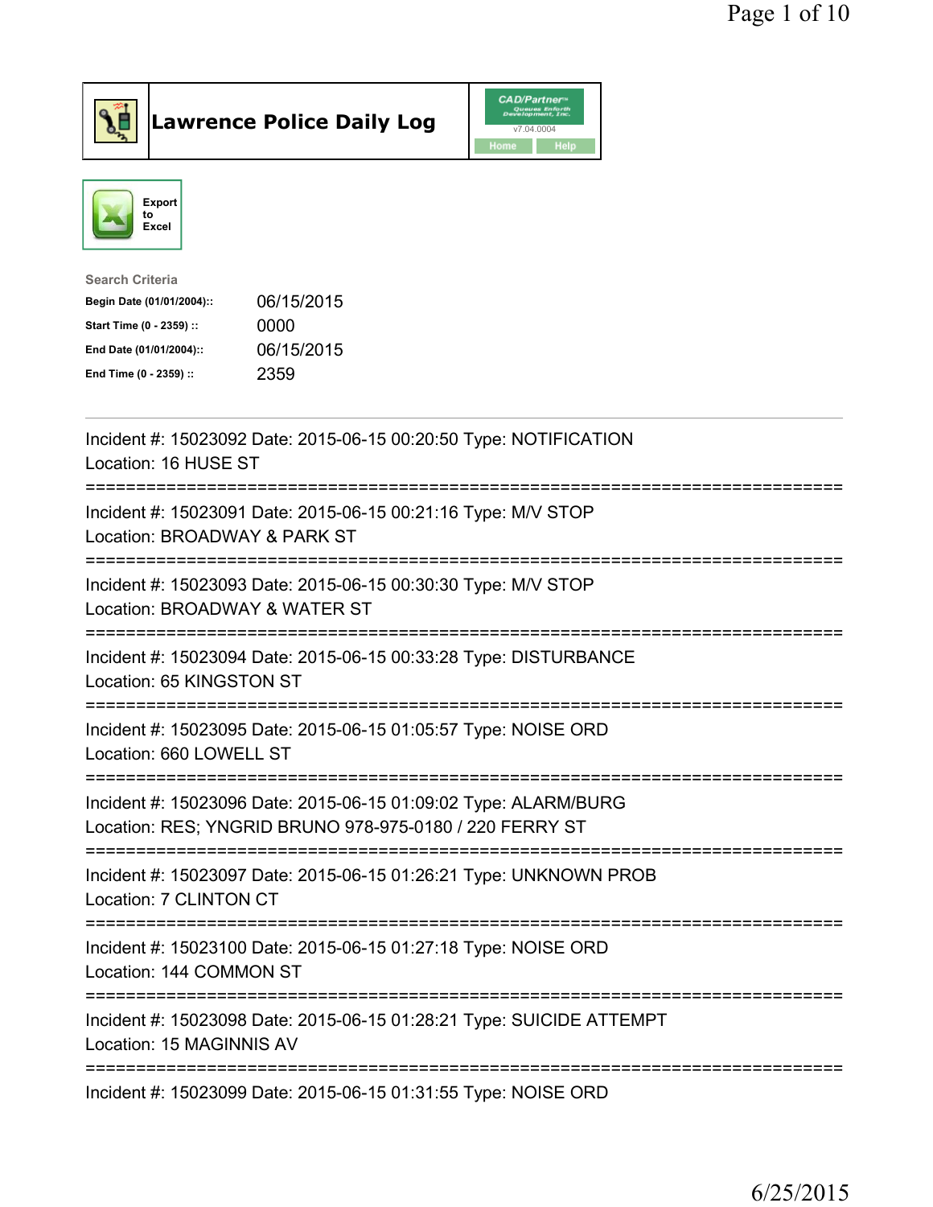# Lawrence Police Daily Log

CAD/Partner v7.04.0004

Home | Help

Export to Excel

**Search Criteria**

| | |
|---|---|
| **Begin Date (01/01/2004)::** | 06/15/2015 |
| **Start Time (0 - 2359) ::** | 0000 |
| **End Date (01/01/2004)::** | 06/15/2015 |
| **End Time (0 - 2359) ::** | 2359 |

---

Incident #: 15023092 Date: 2015-06-15 00:20:50 Type: NOTIFICATION
Location: 16 HUSE ST

===========================================================================

Incident #: 15023091 Date: 2015-06-15 00:21:16 Type: M/V STOP
Location: BROADWAY & PARK ST

===========================================================================

Incident #: 15023093 Date: 2015-06-15 00:30:30 Type: M/V STOP
Location: BROADWAY & WATER ST

===========================================================================

Incident #: 15023094 Date: 2015-06-15 00:33:28 Type: DISTURBANCE
Location: 65 KINGSTON ST

===========================================================================

Incident #: 15023095 Date: 2015-06-15 01:05:57 Type: NOISE ORD
Location: 660 LOWELL ST

===========================================================================

Incident #: 15023096 Date: 2015-06-15 01:09:02 Type: ALARM/BURG
Location: RES; YNGRID BRUNO 978-975-0180 / 220 FERRY ST

===========================================================================

Incident #: 15023097 Date: 2015-06-15 01:26:21 Type: UNKNOWN PROB
Location: 7 CLINTON CT

===========================================================================

Incident #: 15023100 Date: 2015-06-15 01:27:18 Type: NOISE ORD
Location: 144 COMMON ST

===========================================================================

Incident #: 15023098 Date: 2015-06-15 01:28:21 Type: SUICIDE ATTEMPT
Location: 15 MAGINNIS AV

===========================================================================

Incident #: 15023099 Date: 2015-06-15 01:31:55 Type: NOISE ORD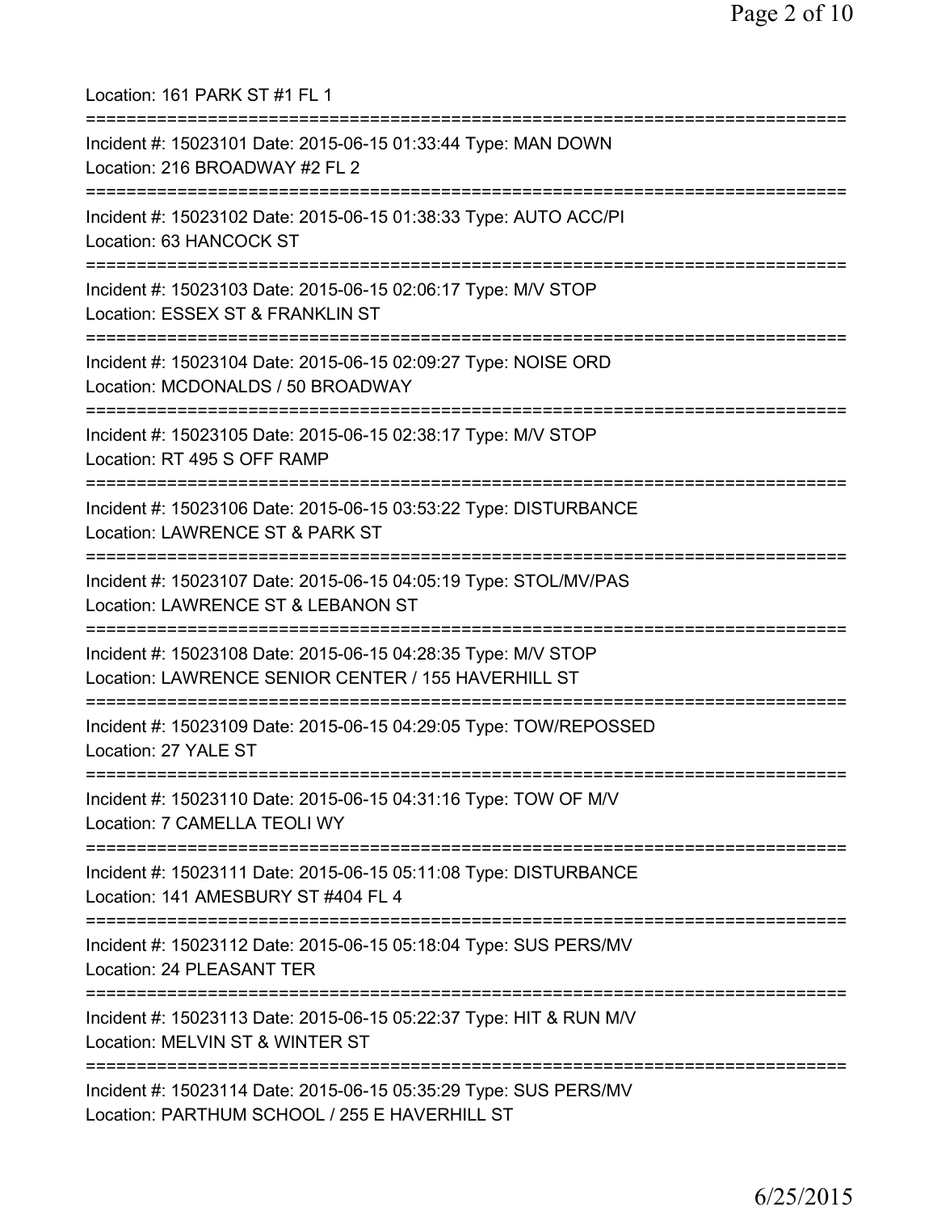Location: 161 PARK ST #1 FL 1

===========================================================================

Incident #: 15023101 Date: 2015-06-15 01:33:44 Type: MAN DOWN
Location: 216 BROADWAY #2 FL 2

===========================================================================

Incident #: 15023102 Date: 2015-06-15 01:38:33 Type: AUTO ACC/PI
Location: 63 HANCOCK ST

===========================================================================

Incident #: 15023103 Date: 2015-06-15 02:06:17 Type: M/V STOP
Location: ESSEX ST & FRANKLIN ST

===========================================================================

Incident #: 15023104 Date: 2015-06-15 02:09:27 Type: NOISE ORD
Location: MCDONALDS / 50 BROADWAY

===========================================================================

Incident #: 15023105 Date: 2015-06-15 02:38:17 Type: M/V STOP
Location: RT 495 S OFF RAMP

===========================================================================

Incident #: 15023106 Date: 2015-06-15 03:53:22 Type: DISTURBANCE
Location: LAWRENCE ST & PARK ST

===========================================================================

Incident #: 15023107 Date: 2015-06-15 04:05:19 Type: STOL/MV/PAS
Location: LAWRENCE ST & LEBANON ST

===========================================================================

Incident #: 15023108 Date: 2015-06-15 04:28:35 Type: M/V STOP
Location: LAWRENCE SENIOR CENTER / 155 HAVERHILL ST

===========================================================================

Incident #: 15023109 Date: 2015-06-15 04:29:05 Type: TOW/REPOSSED
Location: 27 YALE ST

===========================================================================

Incident #: 15023110 Date: 2015-06-15 04:31:16 Type: TOW OF M/V
Location: 7 CAMELLA TEOLI WY

===========================================================================

Incident #: 15023111 Date: 2015-06-15 05:11:08 Type: DISTURBANCE
Location: 141 AMESBURY ST #404 FL 4

===========================================================================

Incident #: 15023112 Date: 2015-06-15 05:18:04 Type: SUS PERS/MV
Location: 24 PLEASANT TER

===========================================================================

Incident #: 15023113 Date: 2015-06-15 05:22:37 Type: HIT & RUN M/V
Location: MELVIN ST & WINTER ST

===========================================================================

Incident #: 15023114 Date: 2015-06-15 05:35:29 Type: SUS PERS/MV
Location: PARTHUM SCHOOL / 255 E HAVERHILL ST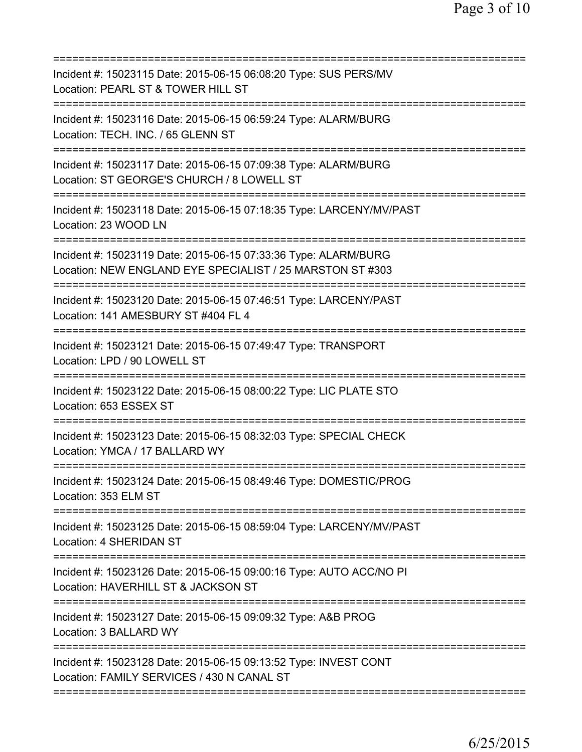===========================================================================
Incident #: 15023115 Date: 2015-06-15 06:08:20 Type: SUS PERS/MV
Location: PEARL ST & TOWER HILL ST
===========================================================================
Incident #: 15023116 Date: 2015-06-15 06:59:24 Type: ALARM/BURG
Location: TECH. INC. / 65 GLENN ST
===========================================================================
Incident #: 15023117 Date: 2015-06-15 07:09:38 Type: ALARM/BURG
Location: ST GEORGE'S CHURCH / 8 LOWELL ST
===========================================================================
Incident #: 15023118 Date: 2015-06-15 07:18:35 Type: LARCENY/MV/PAST
Location: 23 WOOD LN
===========================================================================
Incident #: 15023119 Date: 2015-06-15 07:33:36 Type: ALARM/BURG
Location: NEW ENGLAND EYE SPECIALIST / 25 MARSTON ST #303
===========================================================================
Incident #: 15023120 Date: 2015-06-15 07:46:51 Type: LARCENY/PAST
Location: 141 AMESBURY ST #404 FL 4
===========================================================================
Incident #: 15023121 Date: 2015-06-15 07:49:47 Type: TRANSPORT
Location: LPD / 90 LOWELL ST
===========================================================================
Incident #: 15023122 Date: 2015-06-15 08:00:22 Type: LIC PLATE STO
Location: 653 ESSEX ST
===========================================================================
Incident #: 15023123 Date: 2015-06-15 08:32:03 Type: SPECIAL CHECK
Location: YMCA / 17 BALLARD WY
===========================================================================
Incident #: 15023124 Date: 2015-06-15 08:49:46 Type: DOMESTIC/PROG
Location: 353 ELM ST
===========================================================================
Incident #: 15023125 Date: 2015-06-15 08:59:04 Type: LARCENY/MV/PAST
Location: 4 SHERIDAN ST
===========================================================================
Incident #: 15023126 Date: 2015-06-15 09:00:16 Type: AUTO ACC/NO PI
Location: HAVERHILL ST & JACKSON ST
===========================================================================
Incident #: 15023127 Date: 2015-06-15 09:09:32 Type: A&B PROG
Location: 3 BALLARD WY
===========================================================================
Incident #: 15023128 Date: 2015-06-15 09:13:52 Type: INVEST CONT
Location: FAMILY SERVICES / 430 N CANAL ST
===========================================================================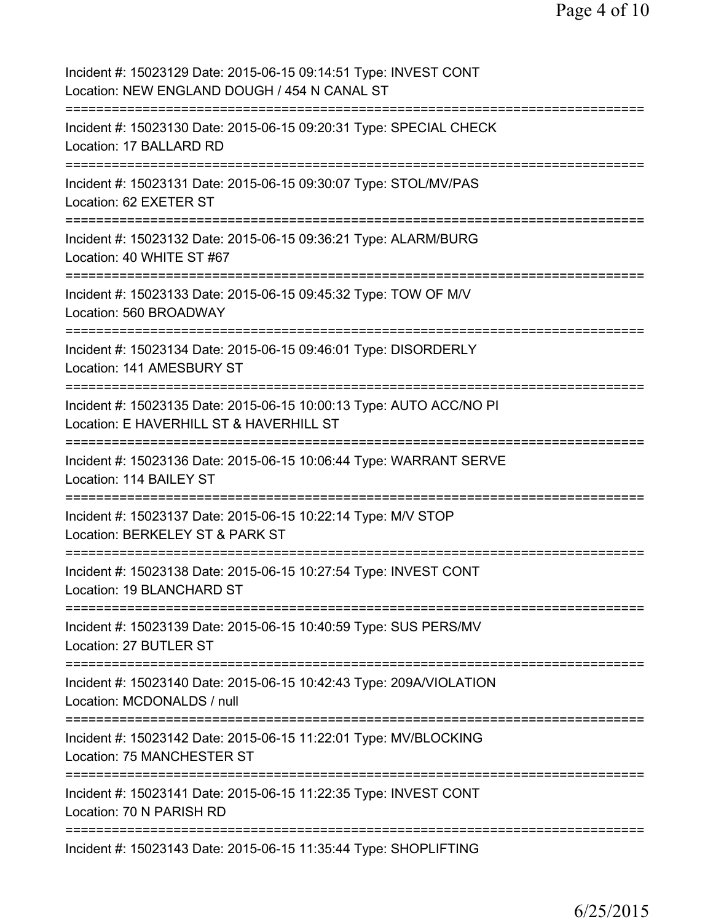Incident #: 15023129 Date: 2015-06-15 09:14:51 Type: INVEST CONT
Location: NEW ENGLAND DOUGH / 454 N CANAL ST

===========================================================================

Incident #: 15023130 Date: 2015-06-15 09:20:31 Type: SPECIAL CHECK
Location: 17 BALLARD RD

===========================================================================

Incident #: 15023131 Date: 2015-06-15 09:30:07 Type: STOL/MV/PAS
Location: 62 EXETER ST

===========================================================================

Incident #: 15023132 Date: 2015-06-15 09:36:21 Type: ALARM/BURG
Location: 40 WHITE ST #67

===========================================================================

Incident #: 15023133 Date: 2015-06-15 09:45:32 Type: TOW OF M/V
Location: 560 BROADWAY

===========================================================================

Incident #: 15023134 Date: 2015-06-15 09:46:01 Type: DISORDERLY
Location: 141 AMESBURY ST

===========================================================================

Incident #: 15023135 Date: 2015-06-15 10:00:13 Type: AUTO ACC/NO PI
Location: E HAVERHILL ST & HAVERHILL ST

===========================================================================

Incident #: 15023136 Date: 2015-06-15 10:06:44 Type: WARRANT SERVE
Location: 114 BAILEY ST

===========================================================================

Incident #: 15023137 Date: 2015-06-15 10:22:14 Type: M/V STOP
Location: BERKELEY ST & PARK ST

===========================================================================

Incident #: 15023138 Date: 2015-06-15 10:27:54 Type: INVEST CONT
Location: 19 BLANCHARD ST

===========================================================================

Incident #: 15023139 Date: 2015-06-15 10:40:59 Type: SUS PERS/MV
Location: 27 BUTLER ST

===========================================================================

Incident #: 15023140 Date: 2015-06-15 10:42:43 Type: 209A/VIOLATION
Location: MCDONALDS / null

===========================================================================

Incident #: 15023142 Date: 2015-06-15 11:22:01 Type: MV/BLOCKING
Location: 75 MANCHESTER ST

===========================================================================

Incident #: 15023141 Date: 2015-06-15 11:22:35 Type: INVEST CONT
Location: 70 N PARISH RD

===========================================================================

Incident #: 15023143 Date: 2015-06-15 11:35:44 Type: SHOPLIFTING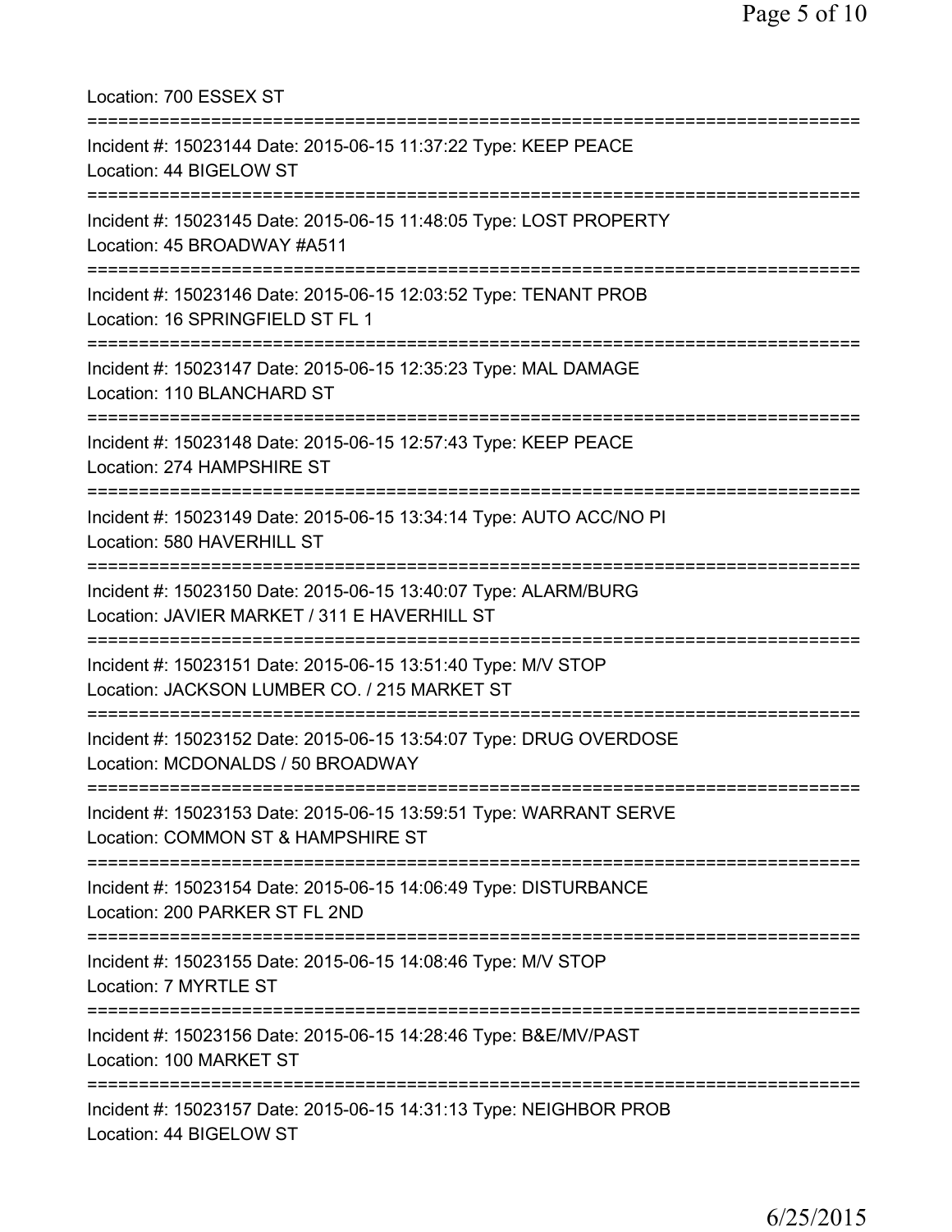Location: 700 ESSEX ST

===========================================================================

Incident #: 15023144 Date: 2015-06-15 11:37:22 Type: KEEP PEACE
Location: 44 BIGELOW ST

===========================================================================

Incident #: 15023145 Date: 2015-06-15 11:48:05 Type: LOST PROPERTY
Location: 45 BROADWAY #A511

===========================================================================

Incident #: 15023146 Date: 2015-06-15 12:03:52 Type: TENANT PROB
Location: 16 SPRINGFIELD ST FL 1

===========================================================================

Incident #: 15023147 Date: 2015-06-15 12:35:23 Type: MAL DAMAGE
Location: 110 BLANCHARD ST

===========================================================================

Incident #: 15023148 Date: 2015-06-15 12:57:43 Type: KEEP PEACE
Location: 274 HAMPSHIRE ST

===========================================================================

Incident #: 15023149 Date: 2015-06-15 13:34:14 Type: AUTO ACC/NO PI
Location: 580 HAVERHILL ST

===========================================================================

Incident #: 15023150 Date: 2015-06-15 13:40:07 Type: ALARM/BURG
Location: JAVIER MARKET / 311 E HAVERHILL ST

===========================================================================

Incident #: 15023151 Date: 2015-06-15 13:51:40 Type: M/V STOP
Location: JACKSON LUMBER CO. / 215 MARKET ST

===========================================================================

Incident #: 15023152 Date: 2015-06-15 13:54:07 Type: DRUG OVERDOSE
Location: MCDONALDS / 50 BROADWAY

===========================================================================

Incident #: 15023153 Date: 2015-06-15 13:59:51 Type: WARRANT SERVE
Location: COMMON ST & HAMPSHIRE ST

===========================================================================

Incident #: 15023154 Date: 2015-06-15 14:06:49 Type: DISTURBANCE
Location: 200 PARKER ST FL 2ND

===========================================================================

Incident #: 15023155 Date: 2015-06-15 14:08:46 Type: M/V STOP
Location: 7 MYRTLE ST

===========================================================================

Incident #: 15023156 Date: 2015-06-15 14:28:46 Type: B&E/MV/PAST
Location: 100 MARKET ST

===========================================================================

Incident #: 15023157 Date: 2015-06-15 14:31:13 Type: NEIGHBOR PROB
Location: 44 BIGELOW ST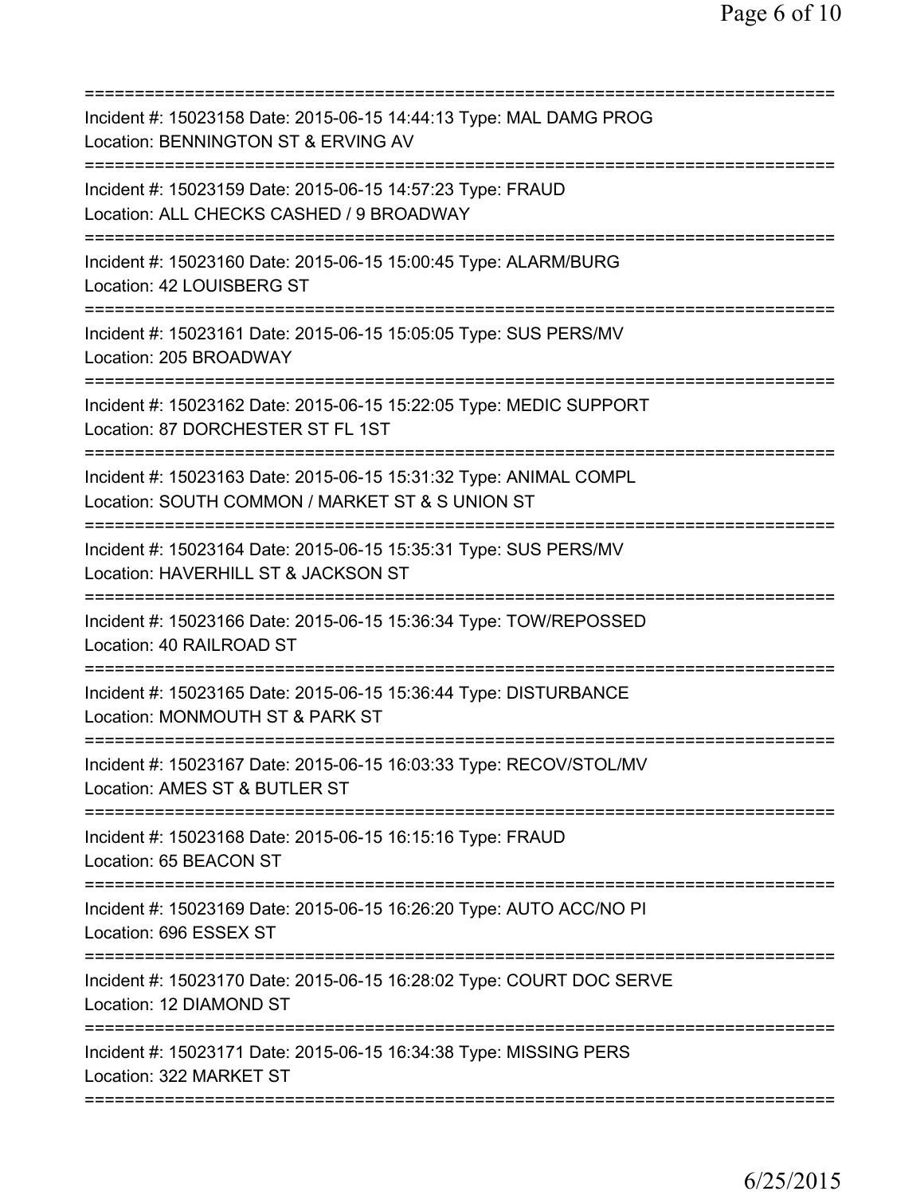===========================================================================
Incident #: 15023158 Date: 2015-06-15 14:44:13 Type: MAL DAMG PROG
Location: BENNINGTON ST & ERVING AV
===========================================================================
Incident #: 15023159 Date: 2015-06-15 14:57:23 Type: FRAUD
Location: ALL CHECKS CASHED / 9 BROADWAY
===========================================================================
Incident #: 15023160 Date: 2015-06-15 15:00:45 Type: ALARM/BURG
Location: 42 LOUISBERG ST
===========================================================================
Incident #: 15023161 Date: 2015-06-15 15:05:05 Type: SUS PERS/MV
Location: 205 BROADWAY
===========================================================================
Incident #: 15023162 Date: 2015-06-15 15:22:05 Type: MEDIC SUPPORT
Location: 87 DORCHESTER ST FL 1ST
===========================================================================
Incident #: 15023163 Date: 2015-06-15 15:31:32 Type: ANIMAL COMPL
Location: SOUTH COMMON / MARKET ST & S UNION ST
===========================================================================
Incident #: 15023164 Date: 2015-06-15 15:35:31 Type: SUS PERS/MV
Location: HAVERHILL ST & JACKSON ST
===========================================================================
Incident #: 15023166 Date: 2015-06-15 15:36:34 Type: TOW/REPOSSED
Location: 40 RAILROAD ST
===========================================================================
Incident #: 15023165 Date: 2015-06-15 15:36:44 Type: DISTURBANCE
Location: MONMOUTH ST & PARK ST
===========================================================================
Incident #: 15023167 Date: 2015-06-15 16:03:33 Type: RECOV/STOL/MV
Location: AMES ST & BUTLER ST
===========================================================================
Incident #: 15023168 Date: 2015-06-15 16:15:16 Type: FRAUD
Location: 65 BEACON ST
===========================================================================
Incident #: 15023169 Date: 2015-06-15 16:26:20 Type: AUTO ACC/NO PI
Location: 696 ESSEX ST
===========================================================================
Incident #: 15023170 Date: 2015-06-15 16:28:02 Type: COURT DOC SERVE
Location: 12 DIAMOND ST
===========================================================================
Incident #: 15023171 Date: 2015-06-15 16:34:38 Type: MISSING PERS
Location: 322 MARKET ST
===========================================================================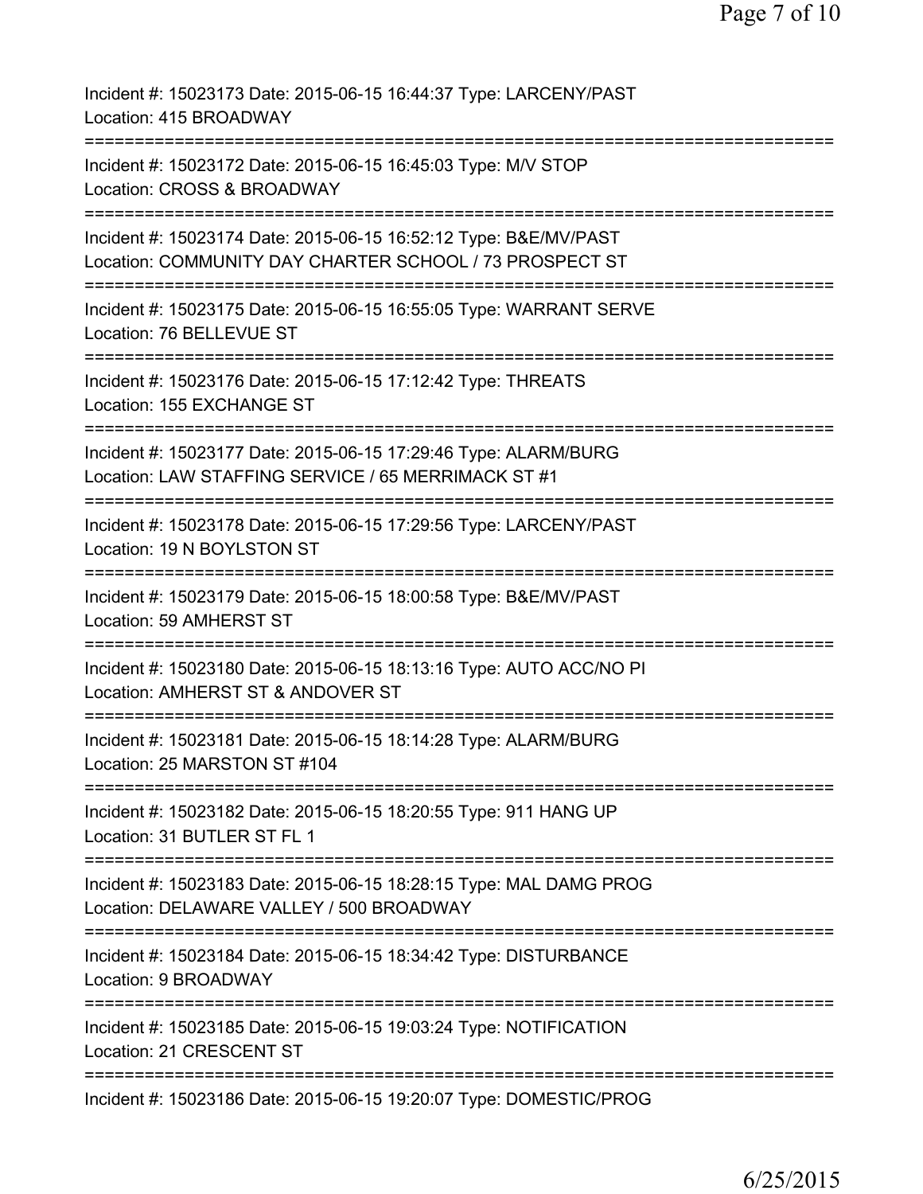Incident #: 15023173 Date: 2015-06-15 16:44:37 Type: LARCENY/PAST
Location: 415 BROADWAY

===========================================================================

Incident #: 15023172 Date: 2015-06-15 16:45:03 Type: M/V STOP
Location: CROSS & BROADWAY

===========================================================================

Incident #: 15023174 Date: 2015-06-15 16:52:12 Type: B&E/MV/PAST
Location: COMMUNITY DAY CHARTER SCHOOL / 73 PROSPECT ST

===========================================================================

Incident #: 15023175 Date: 2015-06-15 16:55:05 Type: WARRANT SERVE
Location: 76 BELLEVUE ST

===========================================================================

Incident #: 15023176 Date: 2015-06-15 17:12:42 Type: THREATS
Location: 155 EXCHANGE ST

===========================================================================

Incident #: 15023177 Date: 2015-06-15 17:29:46 Type: ALARM/BURG
Location: LAW STAFFING SERVICE / 65 MERRIMACK ST #1

===========================================================================

Incident #: 15023178 Date: 2015-06-15 17:29:56 Type: LARCENY/PAST
Location: 19 N BOYLSTON ST

===========================================================================

Incident #: 15023179 Date: 2015-06-15 18:00:58 Type: B&E/MV/PAST
Location: 59 AMHERST ST

===========================================================================

Incident #: 15023180 Date: 2015-06-15 18:13:16 Type: AUTO ACC/NO PI
Location: AMHERST ST & ANDOVER ST

===========================================================================

Incident #: 15023181 Date: 2015-06-15 18:14:28 Type: ALARM/BURG
Location: 25 MARSTON ST #104

===========================================================================

Incident #: 15023182 Date: 2015-06-15 18:20:55 Type: 911 HANG UP
Location: 31 BUTLER ST FL 1

===========================================================================

Incident #: 15023183 Date: 2015-06-15 18:28:15 Type: MAL DAMG PROG
Location: DELAWARE VALLEY / 500 BROADWAY

===========================================================================

Incident #: 15023184 Date: 2015-06-15 18:34:42 Type: DISTURBANCE
Location: 9 BROADWAY

===========================================================================

Incident #: 15023185 Date: 2015-06-15 19:03:24 Type: NOTIFICATION
Location: 21 CRESCENT ST

===========================================================================

Incident #: 15023186 Date: 2015-06-15 19:20:07 Type: DOMESTIC/PROG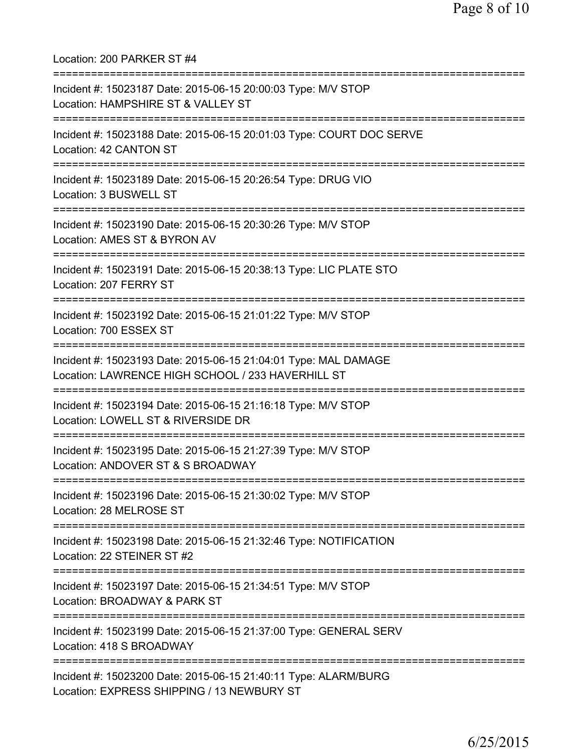Location: 200 PARKER ST #4

===========================================================================

Incident #: 15023187 Date: 2015-06-15 20:00:03 Type: M/V STOP
Location: HAMPSHIRE ST & VALLEY ST

===========================================================================

Incident #: 15023188 Date: 2015-06-15 20:01:03 Type: COURT DOC SERVE
Location: 42 CANTON ST

===========================================================================

Incident #: 15023189 Date: 2015-06-15 20:26:54 Type: DRUG VIO
Location: 3 BUSWELL ST

===========================================================================

Incident #: 15023190 Date: 2015-06-15 20:30:26 Type: M/V STOP
Location: AMES ST & BYRON AV

===========================================================================

Incident #: 15023191 Date: 2015-06-15 20:38:13 Type: LIC PLATE STO
Location: 207 FERRY ST

===========================================================================

Incident #: 15023192 Date: 2015-06-15 21:01:22 Type: M/V STOP
Location: 700 ESSEX ST

===========================================================================

Incident #: 15023193 Date: 2015-06-15 21:04:01 Type: MAL DAMAGE
Location: LAWRENCE HIGH SCHOOL / 233 HAVERHILL ST

===========================================================================

Incident #: 15023194 Date: 2015-06-15 21:16:18 Type: M/V STOP
Location: LOWELL ST & RIVERSIDE DR

===========================================================================

Incident #: 15023195 Date: 2015-06-15 21:27:39 Type: M/V STOP
Location: ANDOVER ST & S BROADWAY

===========================================================================

Incident #: 15023196 Date: 2015-06-15 21:30:02 Type: M/V STOP
Location: 28 MELROSE ST

===========================================================================

Incident #: 15023198 Date: 2015-06-15 21:32:46 Type: NOTIFICATION
Location: 22 STEINER ST #2

===========================================================================

Incident #: 15023197 Date: 2015-06-15 21:34:51 Type: M/V STOP
Location: BROADWAY & PARK ST

===========================================================================

Incident #: 15023199 Date: 2015-06-15 21:37:00 Type: GENERAL SERV
Location: 418 S BROADWAY

===========================================================================

Incident #: 15023200 Date: 2015-06-15 21:40:11 Type: ALARM/BURG
Location: EXPRESS SHIPPING / 13 NEWBURY ST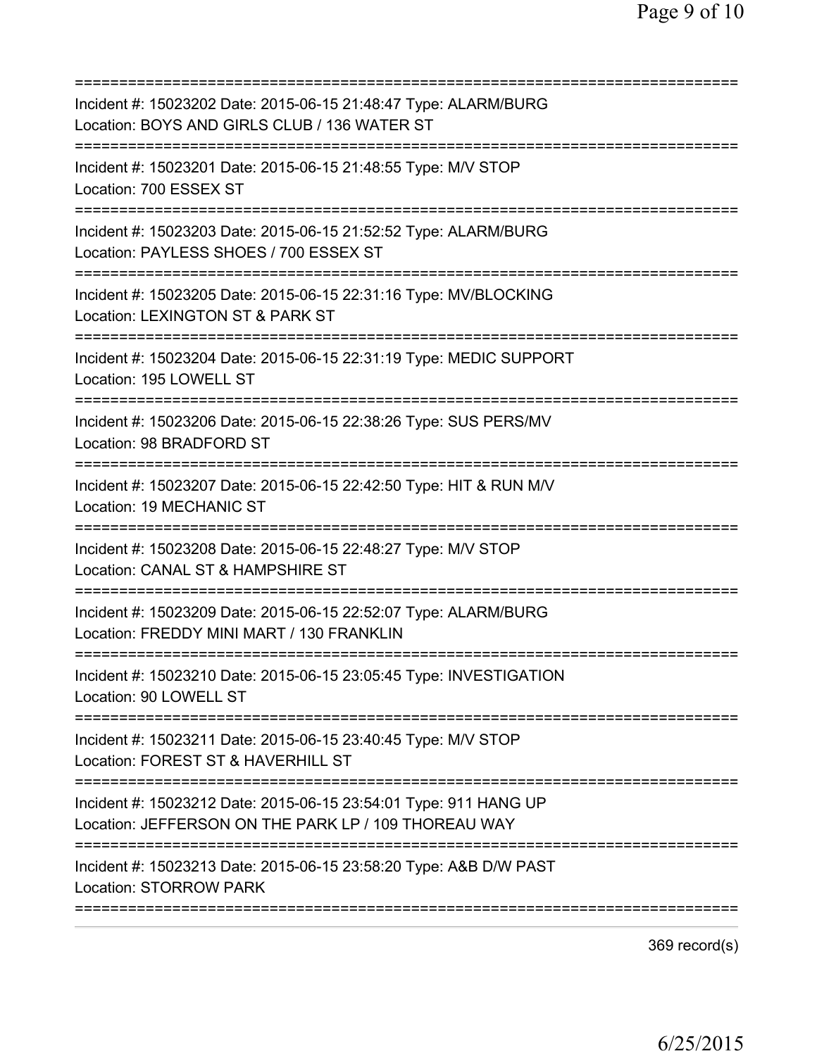===========================================================================
Incident #: 15023202 Date: 2015-06-15 21:48:47 Type: ALARM/BURG
Location: BOYS AND GIRLS CLUB / 136 WATER ST
===========================================================================
Incident #: 15023201 Date: 2015-06-15 21:48:55 Type: M/V STOP
Location: 700 ESSEX ST
===========================================================================
Incident #: 15023203 Date: 2015-06-15 21:52:52 Type: ALARM/BURG
Location: PAYLESS SHOES / 700 ESSEX ST
===========================================================================
Incident #: 15023205 Date: 2015-06-15 22:31:16 Type: MV/BLOCKING
Location: LEXINGTON ST & PARK ST
===========================================================================
Incident #: 15023204 Date: 2015-06-15 22:31:19 Type: MEDIC SUPPORT
Location: 195 LOWELL ST
===========================================================================
Incident #: 15023206 Date: 2015-06-15 22:38:26 Type: SUS PERS/MV
Location: 98 BRADFORD ST
===========================================================================
Incident #: 15023207 Date: 2015-06-15 22:42:50 Type: HIT & RUN M/V
Location: 19 MECHANIC ST
===========================================================================
Incident #: 15023208 Date: 2015-06-15 22:48:27 Type: M/V STOP
Location: CANAL ST & HAMPSHIRE ST
===========================================================================
Incident #: 15023209 Date: 2015-06-15 22:52:07 Type: ALARM/BURG
Location: FREDDY MINI MART / 130 FRANKLIN
===========================================================================
Incident #: 15023210 Date: 2015-06-15 23:05:45 Type: INVESTIGATION
Location: 90 LOWELL ST
===========================================================================
Incident #: 15023211 Date: 2015-06-15 23:40:45 Type: M/V STOP
Location: FOREST ST & HAVERHILL ST
===========================================================================
Incident #: 15023212 Date: 2015-06-15 23:54:01 Type: 911 HANG UP
Location: JEFFERSON ON THE PARK LP / 109 THOREAU WAY
===========================================================================
Incident #: 15023213 Date: 2015-06-15 23:58:20 Type: A&B D/W PAST
Location: STORROW PARK
===========================================================================

369 record(s)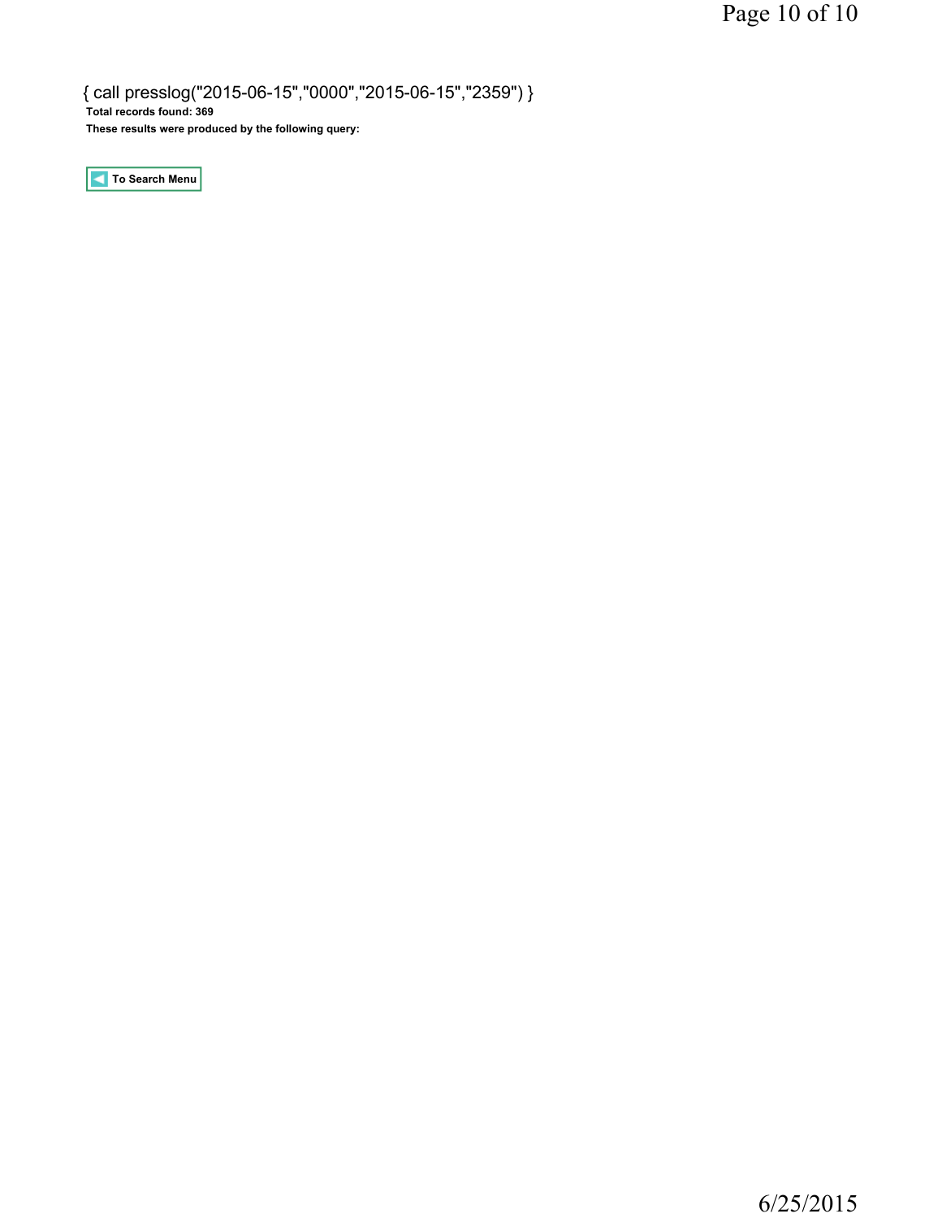```
{ call presslog("2015-06-15","0000","2015-06-15","2359") }
```

**Total records found: 369**

**These results were produced by the following query:**

**To Search Menu**